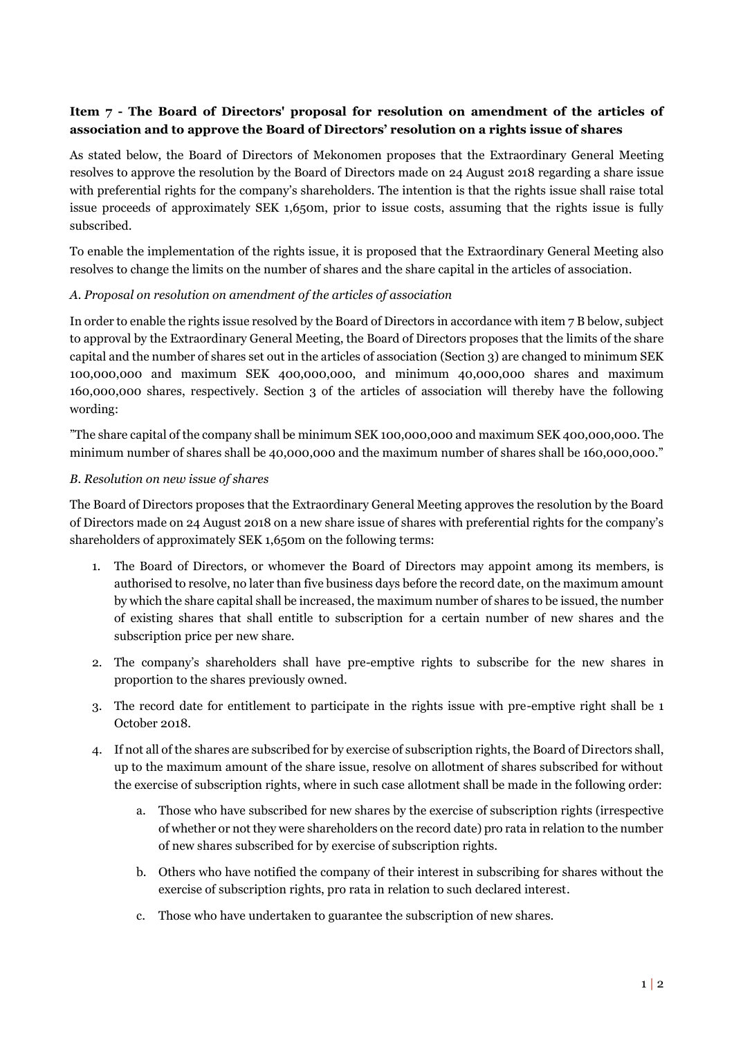**Item 7 - The Board of Directors' proposal for resolution on amendment of the articles of association and to approve the Board of Directors' resolution on a rights issue of shares**

As stated below, the Board of Directors of Mekonomen proposes that the Extraordinary General Meeting resolves to approve the resolution by the Board of Directors made on 24 August 2018 regarding a share issue with preferential rights for the company's shareholders. The intention is that the rights issue shall raise total issue proceeds of approximately SEK 1,650m, prior to issue costs, assuming that the rights issue is fully subscribed.

To enable the implementation of the rights issue, it is proposed that the Extraordinary General Meeting also resolves to change the limits on the number of shares and the share capital in the articles of association.

*A. Proposal on resolution on amendment of the articles of association*

In order to enable the rights issue resolved by the Board of Directors in accordance with item 7 B below, subject to approval by the Extraordinary General Meeting, the Board of Directors proposes that the limits of the share capital and the number of shares set out in the articles of association (Section 3) are changed to minimum SEK 100,000,000 and maximum SEK 400,000,000, and minimum 40,000,000 shares and maximum 160,000,000 shares, respectively. Section 3 of the articles of association will thereby have the following wording:

"The share capital of the company shall be minimum SEK 100,000,000 and maximum SEK 400,000,000. The minimum number of shares shall be 40,000,000 and the maximum number of shares shall be 160,000,000."

*B. Resolution on new issue of shares*

The Board of Directors proposes that the Extraordinary General Meeting approves the resolution by the Board of Directors made on 24 August 2018 on a new share issue of shares with preferential rights for the company's shareholders of approximately SEK 1,650m on the following terms:

1. The Board of Directors, or whomever the Board of Directors may appoint among its members, is authorised to resolve, no later than five business days before the record date, on the maximum amount by which the share capital shall be increased, the maximum number of shares to be issued, the number of existing shares that shall entitle to subscription for a certain number of new shares and the subscription price per new share.

2. The company's shareholders shall have pre-emptive rights to subscribe for the new shares in proportion to the shares previously owned.

3. The record date for entitlement to participate in the rights issue with pre-emptive right shall be 1 October 2018.

4. If not all of the shares are subscribed for by exercise of subscription rights, the Board of Directors shall, up to the maximum amount of the share issue, resolve on allotment of shares subscribed for without the exercise of subscription rights, where in such case allotment shall be made in the following order:

    a. Those who have subscribed for new shares by the exercise of subscription rights (irrespective of whether or not they were shareholders on the record date) pro rata in relation to the number of new shares subscribed for by exercise of subscription rights.

    b. Others who have notified the company of their interest in subscribing for shares without the exercise of subscription rights, pro rata in relation to such declared interest.

    c. Those who have undertaken to guarantee the subscription of new shares.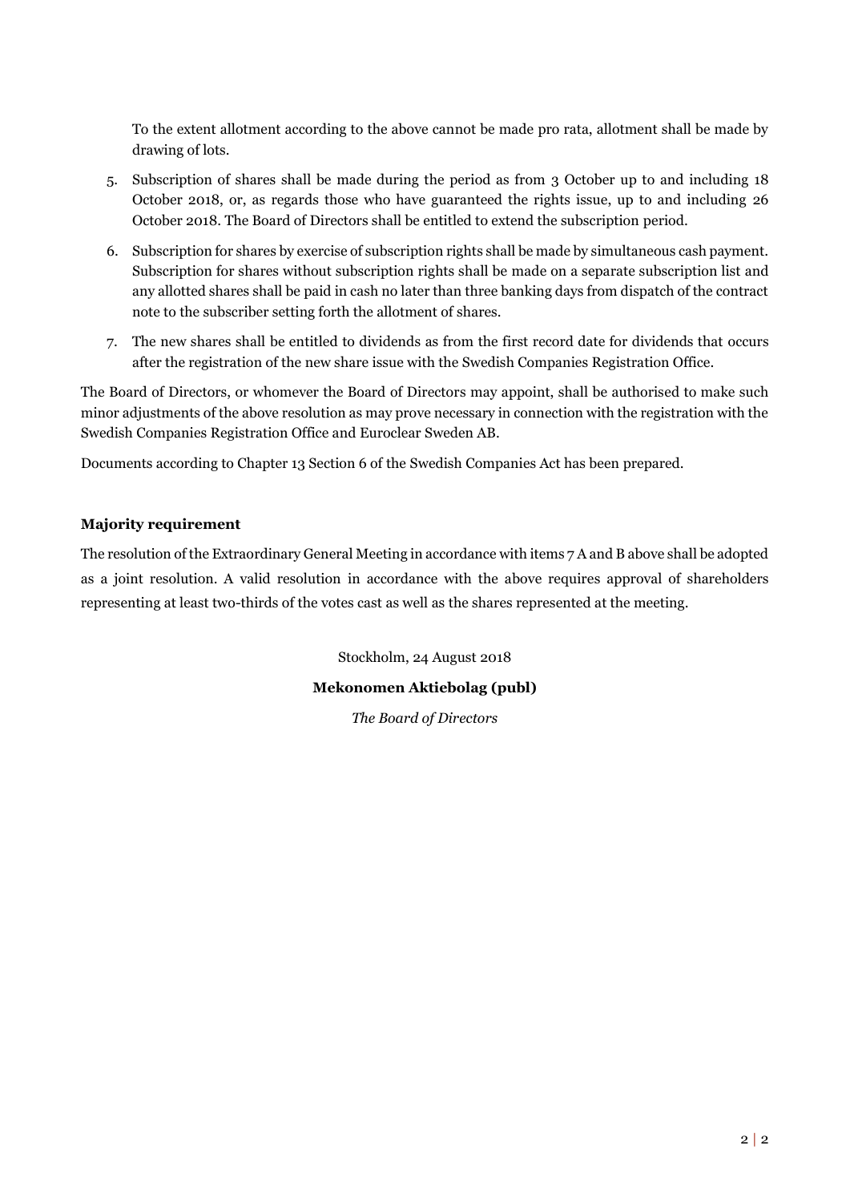To the extent allotment according to the above cannot be made pro rata, allotment shall be made by drawing of lots.

5. Subscription of shares shall be made during the period as from 3 October up to and including 18 October 2018, or, as regards those who have guaranteed the rights issue, up to and including 26 October 2018. The Board of Directors shall be entitled to extend the subscription period.

6. Subscription for shares by exercise of subscription rights shall be made by simultaneous cash payment. Subscription for shares without subscription rights shall be made on a separate subscription list and any allotted shares shall be paid in cash no later than three banking days from dispatch of the contract note to the subscriber setting forth the allotment of shares.

7. The new shares shall be entitled to dividends as from the first record date for dividends that occurs after the registration of the new share issue with the Swedish Companies Registration Office.

The Board of Directors, or whomever the Board of Directors may appoint, shall be authorised to make such minor adjustments of the above resolution as may prove necessary in connection with the registration with the Swedish Companies Registration Office and Euroclear Sweden AB.

Documents according to Chapter 13 Section 6 of the Swedish Companies Act has been prepared.

**Majority requirement**

The resolution of the Extraordinary General Meeting in accordance with items 7 A and B above shall be adopted as a joint resolution. A valid resolution in accordance with the above requires approval of shareholders representing at least two-thirds of the votes cast as well as the shares represented at the meeting.

Stockholm, 24 August 2018

**Mekonomen Aktiebolag (publ)**

*The Board of Directors*